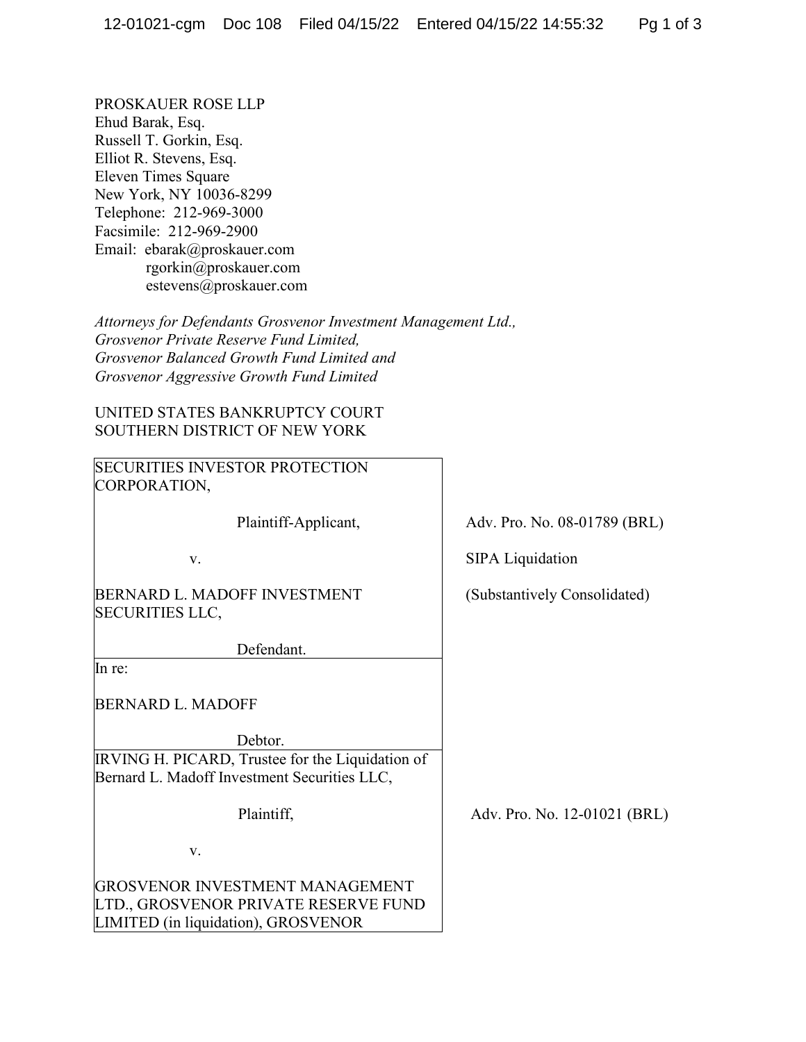PROSKAUER ROSE LLP
Ehud Barak, Esq.
Russell T. Gorkin, Esq.
Elliot R. Stevens, Esq.
Eleven Times Square
New York, NY 10036-8299
Telephone: 212-969-3000
Facsimile: 212-969-2900
Email: ebarak@proskauer.com
rgorkin@proskauer.com
estevens@proskauer.com

*Attorneys for Defendants Grosvenor Investment Management Ltd., Grosvenor Private Reserve Fund Limited, Grosvenor Balanced Growth Fund Limited and Grosvenor Aggressive Growth Fund Limited*

UNITED STATES BANKRUPTCY COURT
SOUTHERN DISTRICT OF NEW YORK

| | |
|---|---|
| SECURITIES INVESTOR PROTECTION CORPORATION,<br><br>Plaintiff-Applicant,<br><br>v.<br><br>BERNARD L. MADOFF INVESTMENT SECURITIES LLC,<br><br>Defendant. | Adv. Pro. No. 08-01789 (BRL)<br><br>SIPA Liquidation<br><br>(Substantively Consolidated) |
| In re:<br><br>BERNARD L. MADOFF<br><br>Debtor. | |
| IRVING H. PICARD, Trustee for the Liquidation of Bernard L. Madoff Investment Securities LLC,<br><br>Plaintiff,<br><br>v.<br><br>GROSVENOR INVESTMENT MANAGEMENT LTD., GROSVENOR PRIVATE RESERVE FUND LIMITED (in liquidation), GROSVENOR | Adv. Pro. No. 12-01021 (BRL) |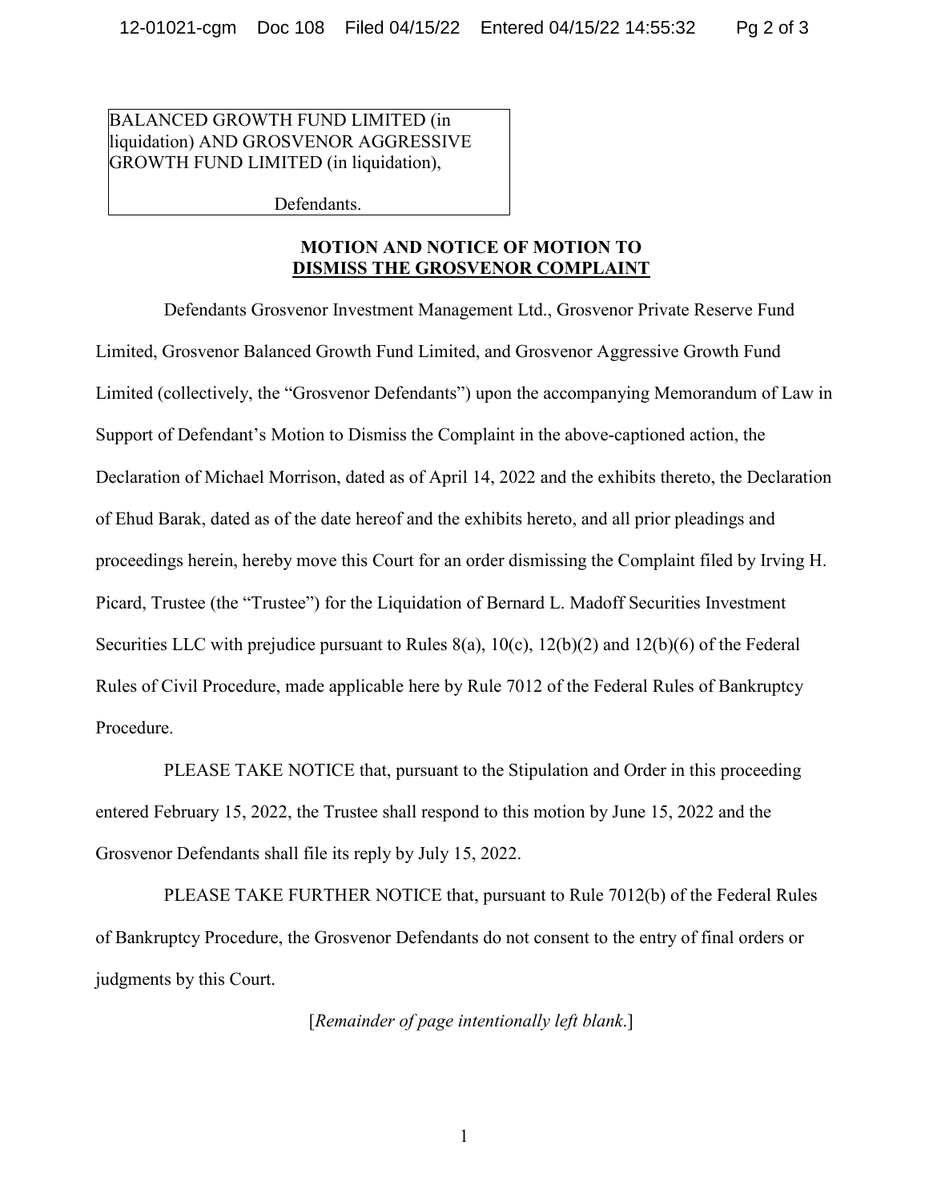BALANCED GROWTH FUND LIMITED (in liquidation) AND GROSVENOR AGGRESSIVE GROWTH FUND LIMITED (in liquidation),

Defendants.

**MOTION AND NOTICE OF MOTION TO**
**DISMISS THE GROSVENOR COMPLAINT**

Defendants Grosvenor Investment Management Ltd., Grosvenor Private Reserve Fund Limited, Grosvenor Balanced Growth Fund Limited, and Grosvenor Aggressive Growth Fund Limited (collectively, the "Grosvenor Defendants") upon the accompanying Memorandum of Law in Support of Defendant's Motion to Dismiss the Complaint in the above-captioned action, the Declaration of Michael Morrison, dated as of April 14, 2022 and the exhibits thereto, the Declaration of Ehud Barak, dated as of the date hereof and the exhibits hereto, and all prior pleadings and proceedings herein, hereby move this Court for an order dismissing the Complaint filed by Irving H. Picard, Trustee (the "Trustee") for the Liquidation of Bernard L. Madoff Securities Investment Securities LLC with prejudice pursuant to Rules 8(a), 10(c), 12(b)(2) and 12(b)(6) of the Federal Rules of Civil Procedure, made applicable here by Rule 7012 of the Federal Rules of Bankruptcy Procedure.

PLEASE TAKE NOTICE that, pursuant to the Stipulation and Order in this proceeding entered February 15, 2022, the Trustee shall respond to this motion by June 15, 2022 and the Grosvenor Defendants shall file its reply by July 15, 2022.

PLEASE TAKE FURTHER NOTICE that, pursuant to Rule 7012(b) of the Federal Rules of Bankruptcy Procedure, the Grosvenor Defendants do not consent to the entry of final orders or judgments by this Court.

[*Remainder of page intentionally left blank.*]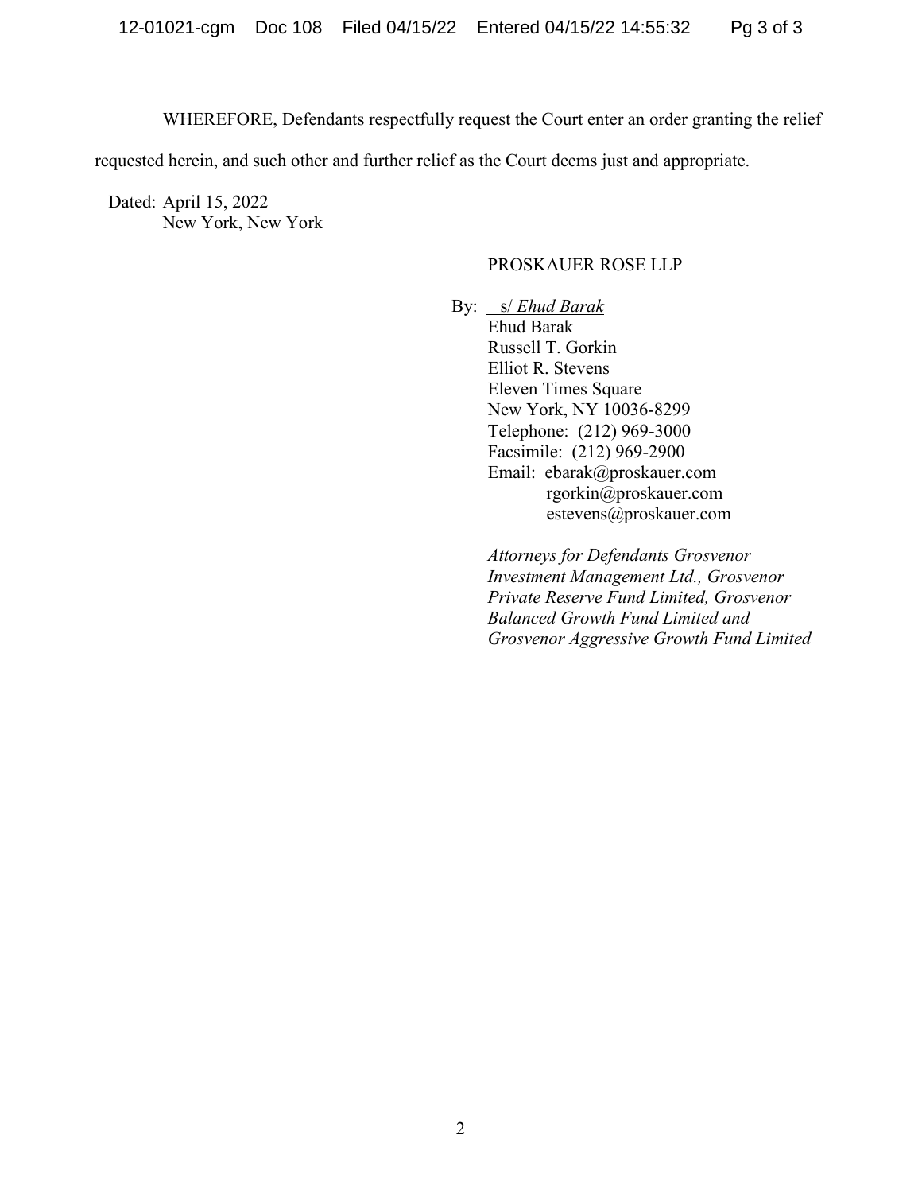WHEREFORE, Defendants respectfully request the Court enter an order granting the relief requested herein, and such other and further relief as the Court deems just and appropriate.

Dated: April 15, 2022
New York, New York

PROSKAUER ROSE LLP

By: s/ *Ehud Barak*
Ehud Barak
Russell T. Gorkin
Elliot R. Stevens
Eleven Times Square
New York, NY 10036-8299
Telephone: (212) 969-3000
Facsimile: (212) 969-2900
Email: ebarak@proskauer.com
rgorkin@proskauer.com
estevens@proskauer.com

*Attorneys for Defendants Grosvenor Investment Management Ltd., Grosvenor Private Reserve Fund Limited, Grosvenor Balanced Growth Fund Limited and Grosvenor Aggressive Growth Fund Limited*